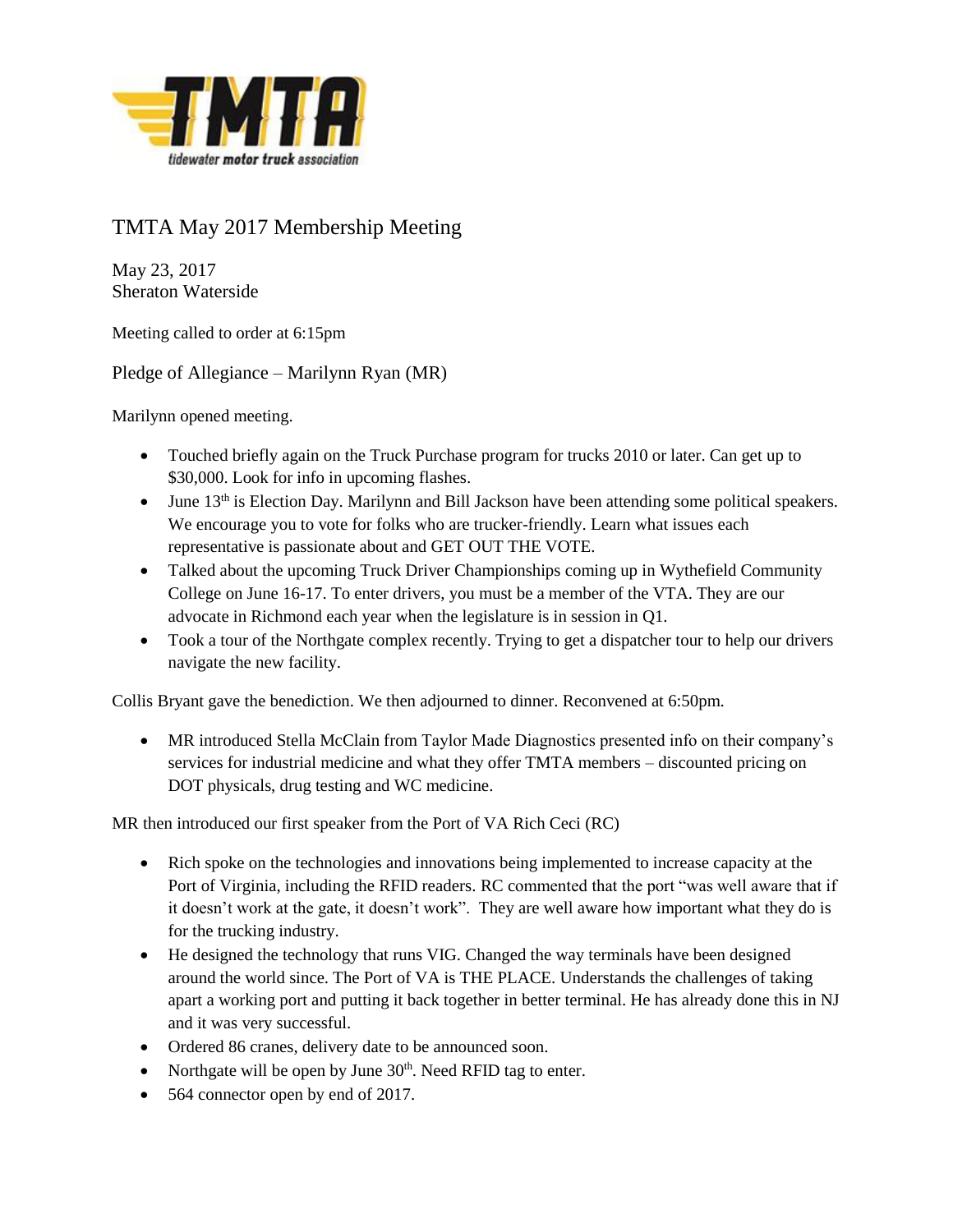# TMTA May 2017 Membership Meeting

May 23, 2017
Sheraton Waterside

Meeting called to order at 6:15pm

Pledge of Allegiance – Marilynn Ryan (MR)

Marilynn opened meeting.

- Touched briefly again on the Truck Purchase program for trucks 2010 or later. Can get up to $30,000. Look for info in upcoming flashes.
- June 13th is Election Day. Marilynn and Bill Jackson have been attending some political speakers. We encourage you to vote for folks who are trucker-friendly. Learn what issues each representative is passionate about and GET OUT THE VOTE.
- Talked about the upcoming Truck Driver Championships coming up in Wythefield Community College on June 16-17. To enter drivers, you must be a member of the VTA. They are our advocate in Richmond each year when the legislature is in session in Q1.
- Took a tour of the Northgate complex recently. Trying to get a dispatcher tour to help our drivers navigate the new facility.

Collis Bryant gave the benediction. We then adjourned to dinner. Reconvened at 6:50pm.

- MR introduced Stella McClain from Taylor Made Diagnostics presented info on their company's services for industrial medicine and what they offer TMTA members – discounted pricing on DOT physicals, drug testing and WC medicine.

MR then introduced our first speaker from the Port of VA Rich Ceci (RC)

- Rich spoke on the technologies and innovations being implemented to increase capacity at the Port of Virginia, including the RFID readers. RC commented that the port "was well aware that if it doesn't work at the gate, it doesn't work". They are well aware how important what they do is for the trucking industry.
- He designed the technology that runs VIG. Changed the way terminals have been designed around the world since. The Port of VA is THE PLACE. Understands the challenges of taking apart a working port and putting it back together in better terminal. He has already done this in NJ and it was very successful.
- Ordered 86 cranes, delivery date to be announced soon.
- Northgate will be open by June 30th. Need RFID tag to enter.
- 564 connector open by end of 2017.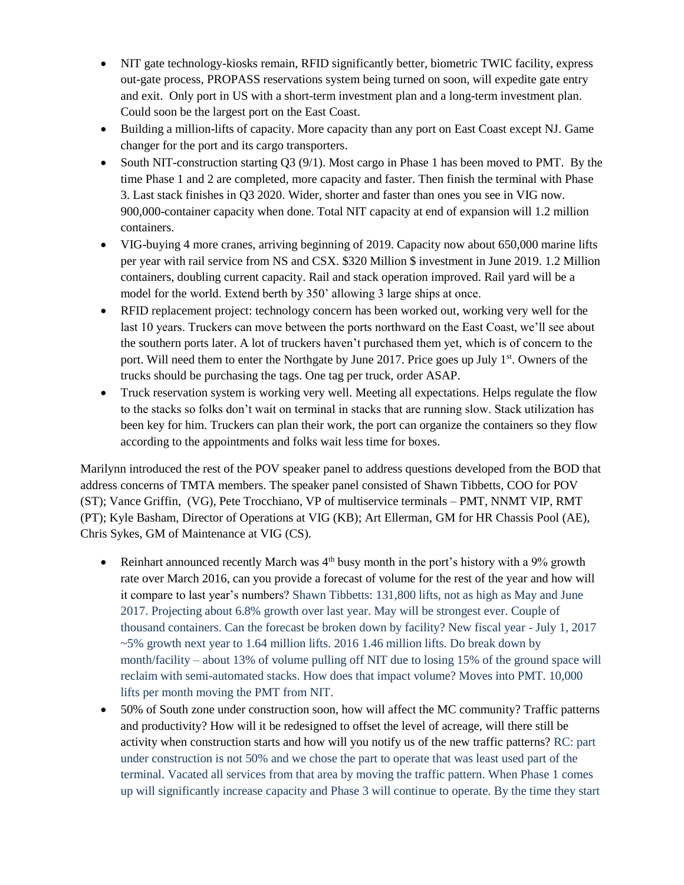- NIT gate technology-kiosks remain, RFID significantly better, biometric TWIC facility, express out-gate process, PROPASS reservations system being turned on soon, will expedite gate entry and exit. Only port in US with a short-term investment plan and a long-term investment plan. Could soon be the largest port on the East Coast.
- Building a million-lifts of capacity. More capacity than any port on East Coast except NJ. Game changer for the port and its cargo transporters.
- South NIT-construction starting Q3 (9/1). Most cargo in Phase 1 has been moved to PMT. By the time Phase 1 and 2 are completed, more capacity and faster. Then finish the terminal with Phase 3. Last stack finishes in Q3 2020. Wider, shorter and faster than ones you see in VIG now. 900,000-container capacity when done. Total NIT capacity at end of expansion will 1.2 million containers.
- VIG-buying 4 more cranes, arriving beginning of 2019. Capacity now about 650,000 marine lifts per year with rail service from NS and CSX. $320 Million $ investment in June 2019. 1.2 Million containers, doubling current capacity. Rail and stack operation improved. Rail yard will be a model for the world. Extend berth by 350' allowing 3 large ships at once.
- RFID replacement project: technology concern has been worked out, working very well for the last 10 years. Truckers can move between the ports northward on the East Coast, we'll see about the southern ports later. A lot of truckers haven't purchased them yet, which is of concern to the port. Will need them to enter the Northgate by June 2017. Price goes up July 1st. Owners of the trucks should be purchasing the tags. One tag per truck, order ASAP.
- Truck reservation system is working very well. Meeting all expectations. Helps regulate the flow to the stacks so folks don't wait on terminal in stacks that are running slow. Stack utilization has been key for him. Truckers can plan their work, the port can organize the containers so they flow according to the appointments and folks wait less time for boxes.

Marilynn introduced the rest of the POV speaker panel to address questions developed from the BOD that address concerns of TMTA members. The speaker panel consisted of Shawn Tibbetts, COO for POV (ST); Vance Griffin, (VG), Pete Trocchiano, VP of multiservice terminals – PMT, NNMT VIP, RMT (PT); Kyle Basham, Director of Operations at VIG (KB); Art Ellerman, GM for HR Chassis Pool (AE), Chris Sykes, GM of Maintenance at VIG (CS).

- Reinhart announced recently March was 4th busy month in the port's history with a 9% growth rate over March 2016, can you provide a forecast of volume for the rest of the year and how will it compare to last year's numbers? Shawn Tibbetts: 131,800 lifts, not as high as May and June 2017. Projecting about 6.8% growth over last year. May will be strongest ever. Couple of thousand containers. Can the forecast be broken down by facility? New fiscal year - July 1, 2017 ~5% growth next year to 1.64 million lifts. 2016 1.46 million lifts. Do break down by month/facility – about 13% of volume pulling off NIT due to losing 15% of the ground space will reclaim with semi-automated stacks. How does that impact volume? Moves into PMT. 10,000 lifts per month moving the PMT from NIT.
- 50% of South zone under construction soon, how will affect the MC community? Traffic patterns and productivity? How will it be redesigned to offset the level of acreage, will there still be activity when construction starts and how will you notify us of the new traffic patterns? RC: part under construction is not 50% and we chose the part to operate that was least used part of the terminal. Vacated all services from that area by moving the traffic pattern. When Phase 1 comes up will significantly increase capacity and Phase 3 will continue to operate. By the time they start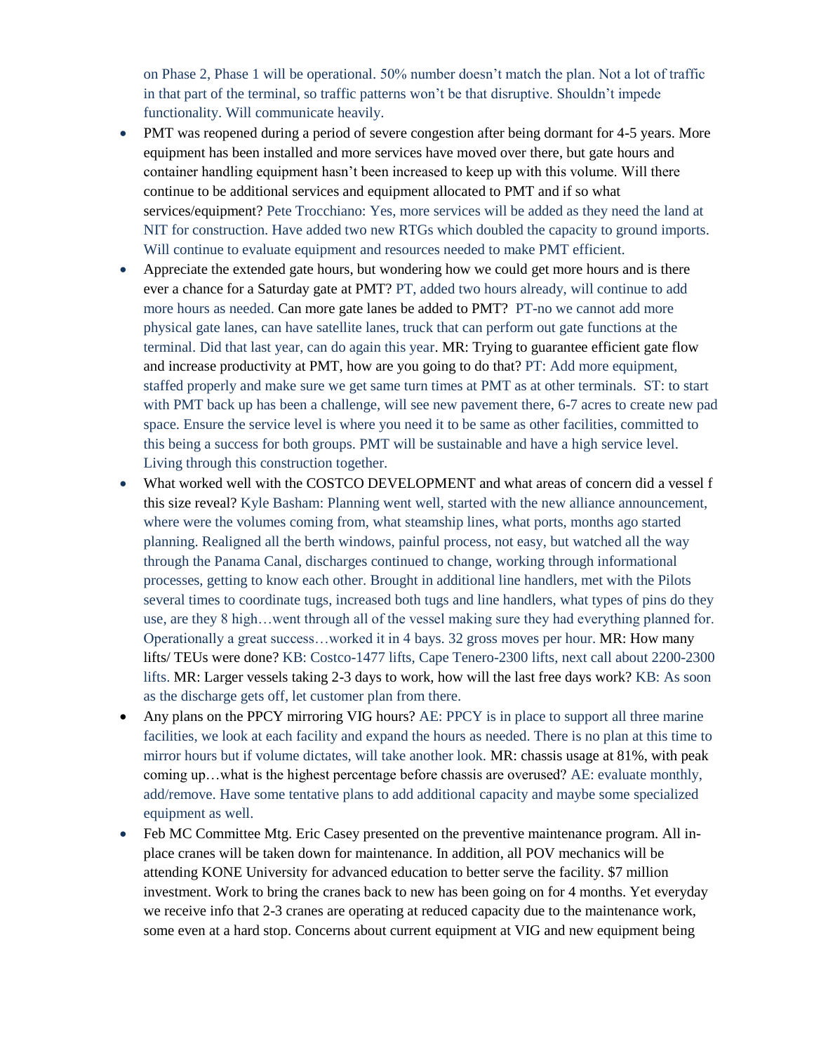on Phase 2, Phase 1 will be operational. 50% number doesn't match the plan. Not a lot of traffic in that part of the terminal, so traffic patterns won't be that disruptive. Shouldn't impede functionality. Will communicate heavily.

- PMT was reopened during a period of severe congestion after being dormant for 4-5 years. More equipment has been installed and more services have moved over there, but gate hours and container handling equipment hasn't been increased to keep up with this volume. Will there continue to be additional services and equipment allocated to PMT and if so what services/equipment? Pete Trocchiano: Yes, more services will be added as they need the land at NIT for construction. Have added two new RTGs which doubled the capacity to ground imports. Will continue to evaluate equipment and resources needed to make PMT efficient.
- Appreciate the extended gate hours, but wondering how we could get more hours and is there ever a chance for a Saturday gate at PMT? PT, added two hours already, will continue to add more hours as needed. Can more gate lanes be added to PMT? PT-no we cannot add more physical gate lanes, can have satellite lanes, truck that can perform out gate functions at the terminal. Did that last year, can do again this year. MR: Trying to guarantee efficient gate flow and increase productivity at PMT, how are you going to do that? PT: Add more equipment, staffed properly and make sure we get same turn times at PMT as at other terminals. ST: to start with PMT back up has been a challenge, will see new pavement there, 6-7 acres to create new pad space. Ensure the service level is where you need it to be same as other facilities, committed to this being a success for both groups. PMT will be sustainable and have a high service level. Living through this construction together.
- What worked well with the COSTCO DEVELOPMENT and what areas of concern did a vessel f this size reveal? Kyle Basham: Planning went well, started with the new alliance announcement, where were the volumes coming from, what steamship lines, what ports, months ago started planning. Realigned all the berth windows, painful process, not easy, but watched all the way through the Panama Canal, discharges continued to change, working through informational processes, getting to know each other. Brought in additional line handlers, met with the Pilots several times to coordinate tugs, increased both tugs and line handlers, what types of pins do they use, are they 8 high…went through all of the vessel making sure they had everything planned for. Operationally a great success…worked it in 4 bays. 32 gross moves per hour. MR: How many lifts/ TEUs were done? KB: Costco-1477 lifts, Cape Tenero-2300 lifts, next call about 2200-2300 lifts. MR: Larger vessels taking 2-3 days to work, how will the last free days work? KB: As soon as the discharge gets off, let customer plan from there.
- Any plans on the PPCY mirroring VIG hours? AE: PPCY is in place to support all three marine facilities, we look at each facility and expand the hours as needed. There is no plan at this time to mirror hours but if volume dictates, will take another look. MR: chassis usage at 81%, with peak coming up…what is the highest percentage before chassis are overused? AE: evaluate monthly, add/remove. Have some tentative plans to add additional capacity and maybe some specialized equipment as well.
- Feb MC Committee Mtg. Eric Casey presented on the preventive maintenance program. All in-place cranes will be taken down for maintenance. In addition, all POV mechanics will be attending KONE University for advanced education to better serve the facility. $7 million investment. Work to bring the cranes back to new has been going on for 4 months. Yet everyday we receive info that 2-3 cranes are operating at reduced capacity due to the maintenance work, some even at a hard stop. Concerns about current equipment at VIG and new equipment being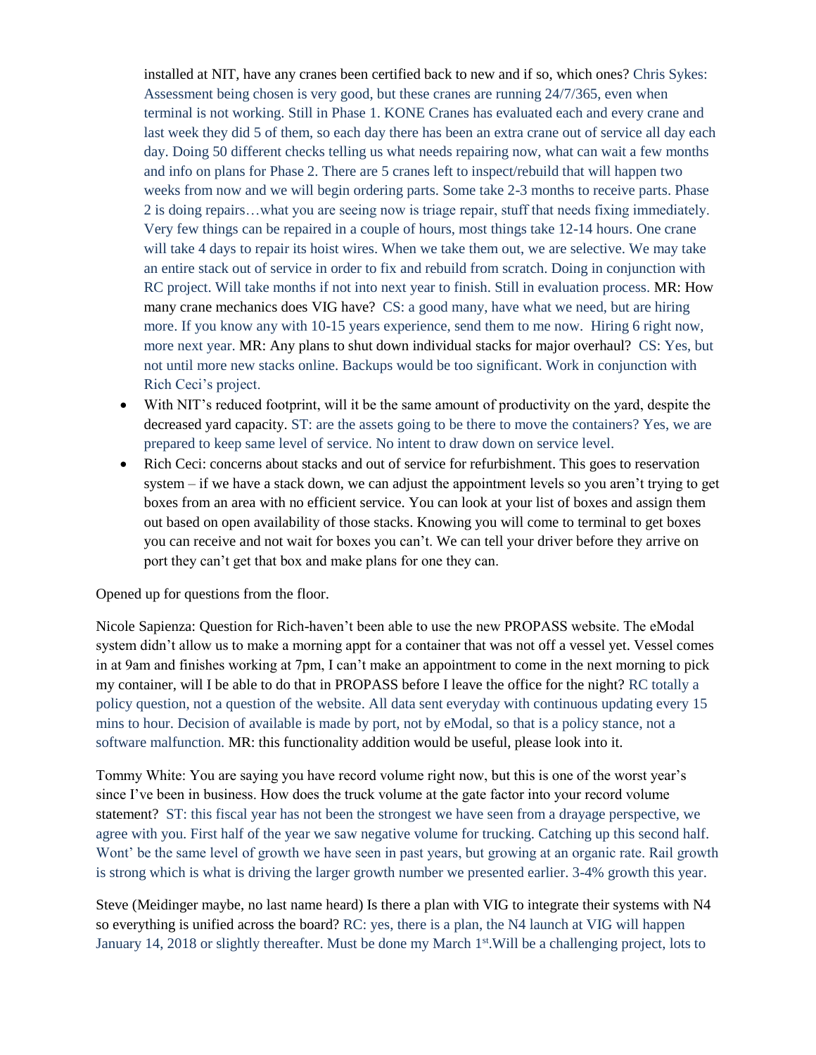installed at NIT, have any cranes been certified back to new and if so, which ones? Chris Sykes: Assessment being chosen is very good, but these cranes are running 24/7/365, even when terminal is not working. Still in Phase 1. KONE Cranes has evaluated each and every crane and last week they did 5 of them, so each day there has been an extra crane out of service all day each day. Doing 50 different checks telling us what needs repairing now, what can wait a few months and info on plans for Phase 2. There are 5 cranes left to inspect/rebuild that will happen two weeks from now and we will begin ordering parts. Some take 2-3 months to receive parts. Phase 2 is doing repairs…what you are seeing now is triage repair, stuff that needs fixing immediately. Very few things can be repaired in a couple of hours, most things take 12-14 hours. One crane will take 4 days to repair its hoist wires. When we take them out, we are selective. We may take an entire stack out of service in order to fix and rebuild from scratch. Doing in conjunction with RC project. Will take months if not into next year to finish. Still in evaluation process. MR: How many crane mechanics does VIG have? CS: a good many, have what we need, but are hiring more. If you know any with 10-15 years experience, send them to me now. Hiring 6 right now, more next year. MR: Any plans to shut down individual stacks for major overhaul? CS: Yes, but not until more new stacks online. Backups would be too significant. Work in conjunction with Rich Ceci's project.

- With NIT's reduced footprint, will it be the same amount of productivity on the yard, despite the decreased yard capacity. ST: are the assets going to be there to move the containers? Yes, we are prepared to keep same level of service. No intent to draw down on service level.
- Rich Ceci: concerns about stacks and out of service for refurbishment. This goes to reservation system – if we have a stack down, we can adjust the appointment levels so you aren't trying to get boxes from an area with no efficient service. You can look at your list of boxes and assign them out based on open availability of those stacks. Knowing you will come to terminal to get boxes you can receive and not wait for boxes you can't. We can tell your driver before they arrive on port they can't get that box and make plans for one they can.

Opened up for questions from the floor.

Nicole Sapienza: Question for Rich-haven't been able to use the new PROPASS website. The eModal system didn't allow us to make a morning appt for a container that was not off a vessel yet. Vessel comes in at 9am and finishes working at 7pm, I can't make an appointment to come in the next morning to pick my container, will I be able to do that in PROPASS before I leave the office for the night? RC totally a policy question, not a question of the website. All data sent everyday with continuous updating every 15 mins to hour. Decision of available is made by port, not by eModal, so that is a policy stance, not a software malfunction. MR: this functionality addition would be useful, please look into it.

Tommy White: You are saying you have record volume right now, but this is one of the worst year's since I've been in business. How does the truck volume at the gate factor into your record volume statement? ST: this fiscal year has not been the strongest we have seen from a drayage perspective, we agree with you. First half of the year we saw negative volume for trucking. Catching up this second half. Wont' be the same level of growth we have seen in past years, but growing at an organic rate. Rail growth is strong which is what is driving the larger growth number we presented earlier. 3-4% growth this year.

Steve (Meidinger maybe, no last name heard) Is there a plan with VIG to integrate their systems with N4 so everything is unified across the board? RC: yes, there is a plan, the N4 launch at VIG will happen January 14, 2018 or slightly thereafter. Must be done my March 1st.Will be a challenging project, lots to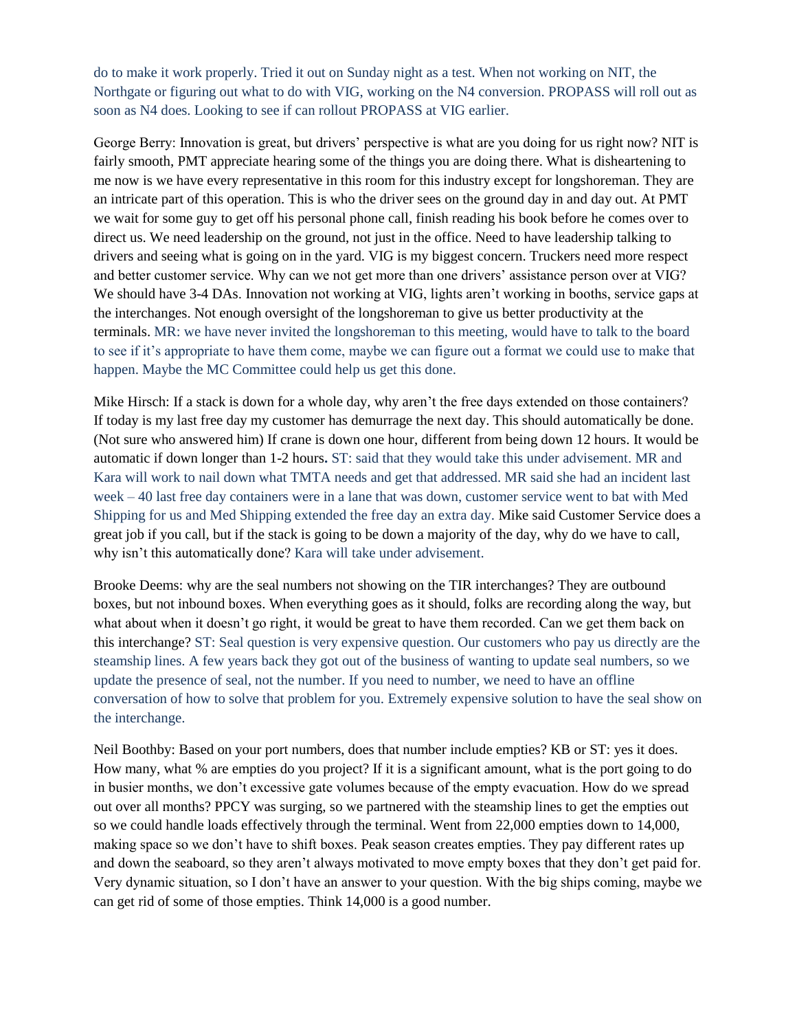do to make it work properly. Tried it out on Sunday night as a test. When not working on NIT, the Northgate or figuring out what to do with VIG, working on the N4 conversion. PROPASS will roll out as soon as N4 does. Looking to see if can rollout PROPASS at VIG earlier.

George Berry: Innovation is great, but drivers' perspective is what are you doing for us right now? NIT is fairly smooth, PMT appreciate hearing some of the things you are doing there. What is disheartening to me now is we have every representative in this room for this industry except for longshoreman. They are an intricate part of this operation. This is who the driver sees on the ground day in and day out. At PMT we wait for some guy to get off his personal phone call, finish reading his book before he comes over to direct us. We need leadership on the ground, not just in the office. Need to have leadership talking to drivers and seeing what is going on in the yard. VIG is my biggest concern. Truckers need more respect and better customer service. Why can we not get more than one drivers' assistance person over at VIG? We should have 3-4 DAs. Innovation not working at VIG, lights aren't working in booths, service gaps at the interchanges. Not enough oversight of the longshoreman to give us better productivity at the terminals. MR: we have never invited the longshoreman to this meeting, would have to talk to the board to see if it's appropriate to have them come, maybe we can figure out a format we could use to make that happen. Maybe the MC Committee could help us get this done.

Mike Hirsch: If a stack is down for a whole day, why aren't the free days extended on those containers? If today is my last free day my customer has demurrage the next day. This should automatically be done. (Not sure who answered him) If crane is down one hour, different from being down 12 hours. It would be automatic if down longer than 1-2 hours**.** ST: said that they would take this under advisement. MR and Kara will work to nail down what TMTA needs and get that addressed. MR said she had an incident last week – 40 last free day containers were in a lane that was down, customer service went to bat with Med Shipping for us and Med Shipping extended the free day an extra day. Mike said Customer Service does a great job if you call, but if the stack is going to be down a majority of the day, why do we have to call, why isn't this automatically done? Kara will take under advisement.

Brooke Deems: why are the seal numbers not showing on the TIR interchanges? They are outbound boxes, but not inbound boxes. When everything goes as it should, folks are recording along the way, but what about when it doesn't go right, it would be great to have them recorded. Can we get them back on this interchange? ST: Seal question is very expensive question. Our customers who pay us directly are the steamship lines. A few years back they got out of the business of wanting to update seal numbers, so we update the presence of seal, not the number. If you need to number, we need to have an offline conversation of how to solve that problem for you. Extremely expensive solution to have the seal show on the interchange.

Neil Boothby: Based on your port numbers, does that number include empties? KB or ST: yes it does. How many, what % are empties do you project? If it is a significant amount, what is the port going to do in busier months, we don't excessive gate volumes because of the empty evacuation. How do we spread out over all months? PPCY was surging, so we partnered with the steamship lines to get the empties out so we could handle loads effectively through the terminal. Went from 22,000 empties down to 14,000, making space so we don't have to shift boxes. Peak season creates empties. They pay different rates up and down the seaboard, so they aren't always motivated to move empty boxes that they don't get paid for. Very dynamic situation, so I don't have an answer to your question. With the big ships coming, maybe we can get rid of some of those empties. Think 14,000 is a good number.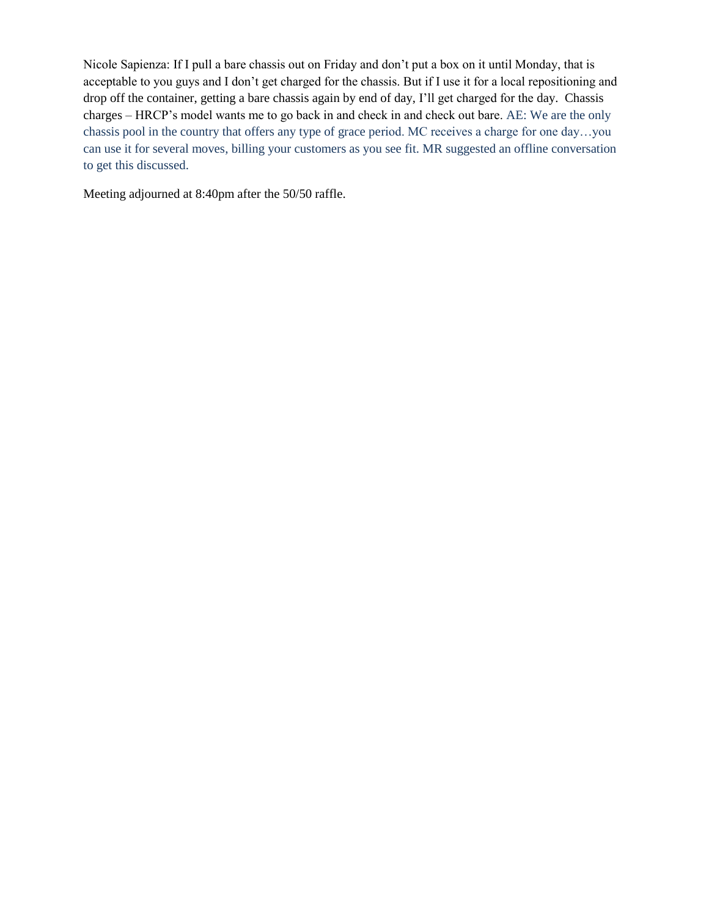Nicole Sapienza: If I pull a bare chassis out on Friday and don't put a box on it until Monday, that is acceptable to you guys and I don't get charged for the chassis. But if I use it for a local repositioning and drop off the container, getting a bare chassis again by end of day, I'll get charged for the day. Chassis charges – HRCP's model wants me to go back in and check in and check out bare. AE: We are the only chassis pool in the country that offers any type of grace period. MC receives a charge for one day…you can use it for several moves, billing your customers as you see fit. MR suggested an offline conversation to get this discussed.

Meeting adjourned at 8:40pm after the 50/50 raffle.